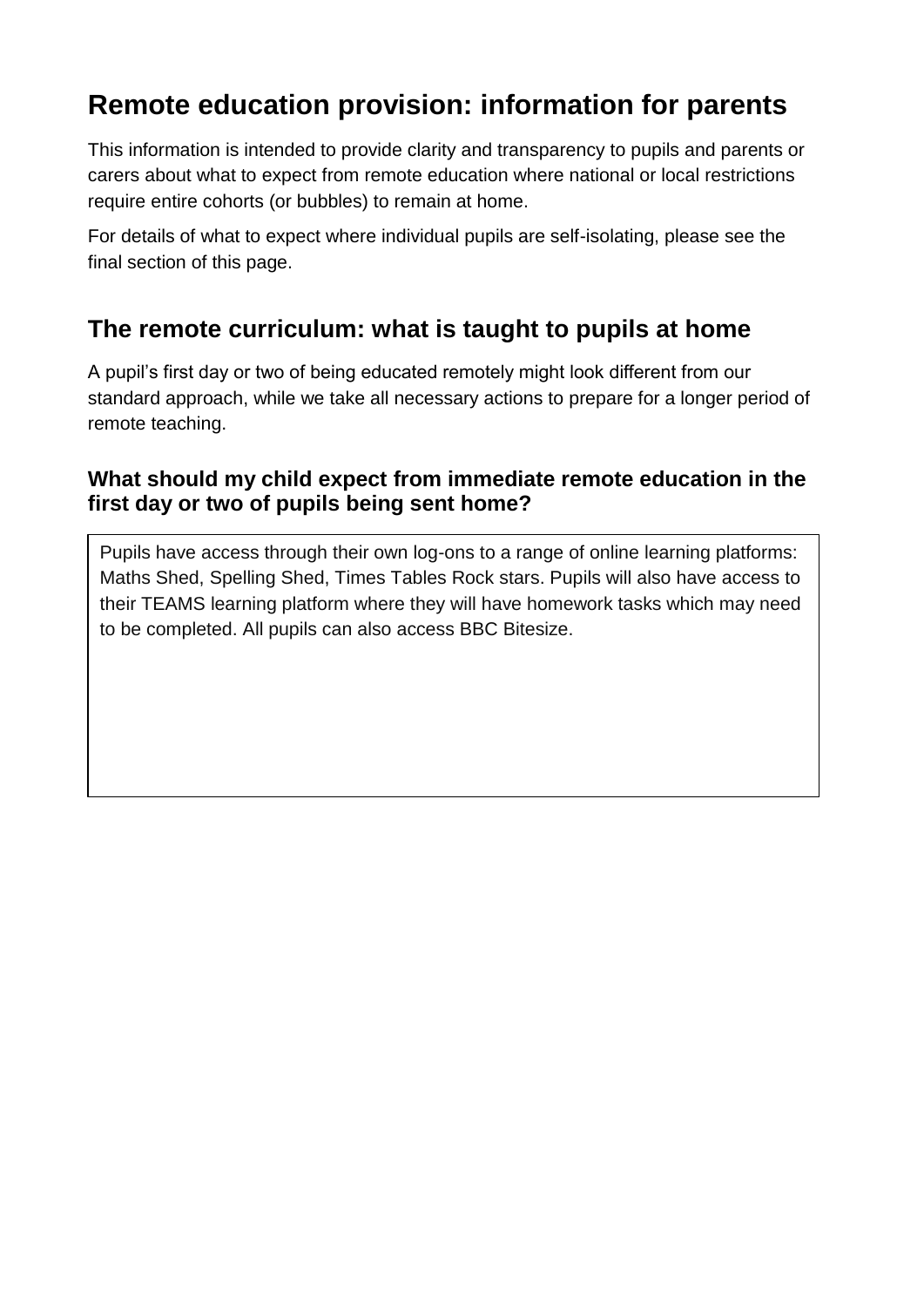# Remote education provision: information for parents

This information is intended to provide clarity and transparency to pupils and parents or carers about what to expect from remote education where national or local restrictions require entire cohorts (or bubbles) to remain at home.

For details of what to expect where individual pupils are self-isolating, please see the final section of this page.

## The remote curriculum: what is taught to pupils at home

A pupil's first day or two of being educated remotely might look different from our standard approach, while we take all necessary actions to prepare for a longer period of remote teaching.

### What should my child expect from immediate remote education in the first day or two of pupils being sent home?

Pupils have access through their own log-ons to a range of online learning platforms: Maths Shed, Spelling Shed, Times Tables Rock stars. Pupils will also have access to their TEAMS learning platform where they will have homework tasks which may need to be completed. All pupils can also access BBC Bitesize.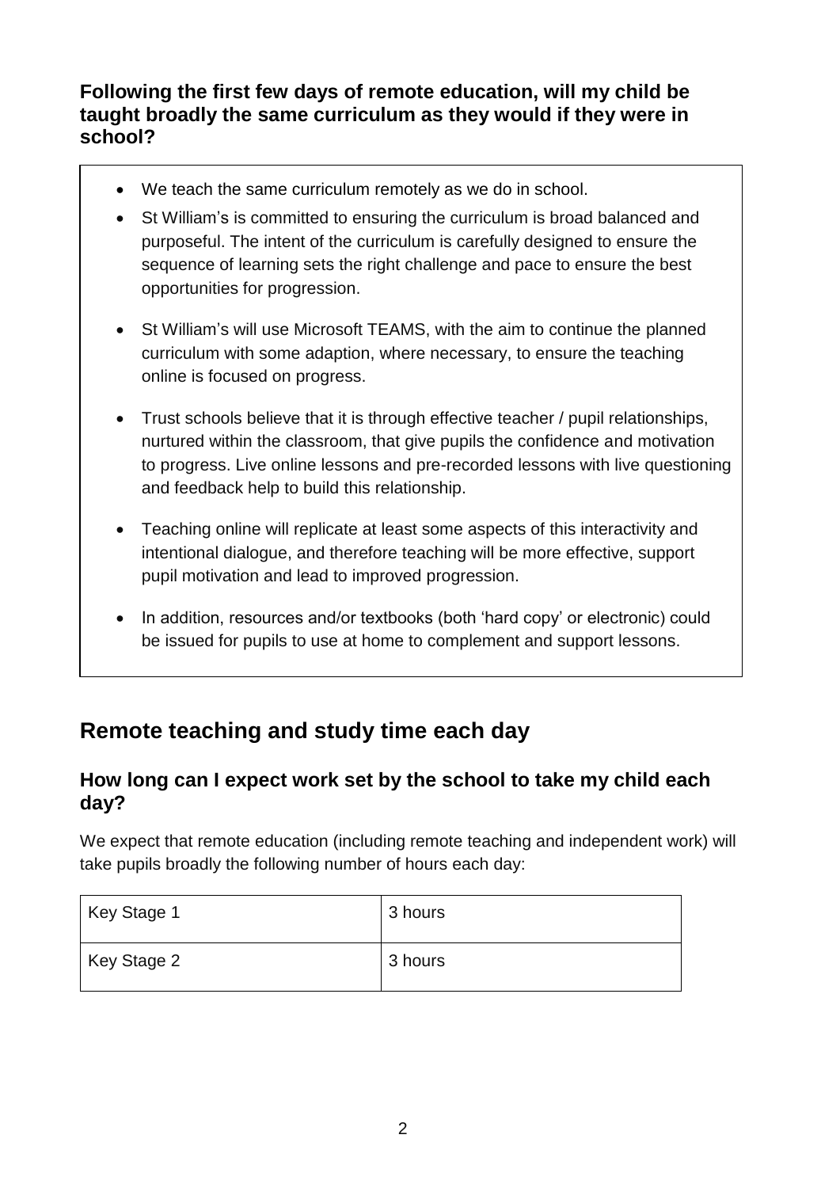### Following the first few days of remote education, will my child be taught broadly the same curriculum as they would if they were in school?

- We teach the same curriculum remotely as we do in school.
- St William's is committed to ensuring the curriculum is broad balanced and purposeful. The intent of the curriculum is carefully designed to ensure the sequence of learning sets the right challenge and pace to ensure the best opportunities for progression.
- St William's will use Microsoft TEAMS, with the aim to continue the planned curriculum with some adaption, where necessary, to ensure the teaching online is focused on progress.
- Trust schools believe that it is through effective teacher / pupil relationships, nurtured within the classroom, that give pupils the confidence and motivation to progress. Live online lessons and pre-recorded lessons with live questioning and feedback help to build this relationship.
- Teaching online will replicate at least some aspects of this interactivity and intentional dialogue, and therefore teaching will be more effective, support pupil motivation and lead to improved progression.
- In addition, resources and/or textbooks (both 'hard copy' or electronic) could be issued for pupils to use at home to complement and support lessons.

## Remote teaching and study time each day

### How long can I expect work set by the school to take my child each day?

We expect that remote education (including remote teaching and independent work) will take pupils broadly the following number of hours each day:

| | |
|---|---|
| Key Stage 1 | 3 hours |
| Key Stage 2 | 3 hours |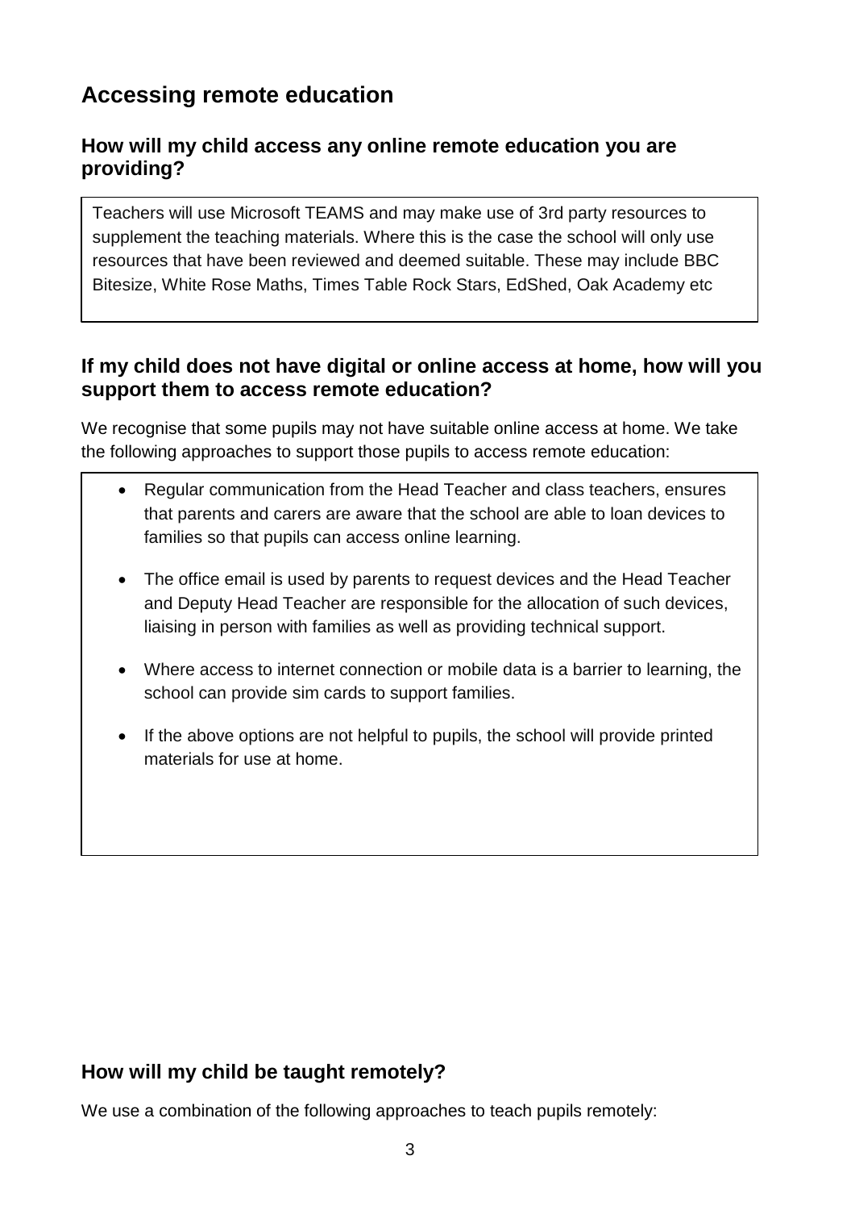## Accessing remote education

### How will my child access any online remote education you are providing?

Teachers will use Microsoft TEAMS and may make use of 3rd party resources to supplement the teaching materials. Where this is the case the school will only use resources that have been reviewed and deemed suitable. These may include BBC Bitesize, White Rose Maths, Times Table Rock Stars, EdShed, Oak Academy etc

### If my child does not have digital or online access at home, how will you support them to access remote education?

We recognise that some pupils may not have suitable online access at home. We take the following approaches to support those pupils to access remote education:

- Regular communication from the Head Teacher and class teachers, ensures that parents and carers are aware that the school are able to loan devices to families so that pupils can access online learning.
- The office email is used by parents to request devices and the Head Teacher and Deputy Head Teacher are responsible for the allocation of such devices, liaising in person with families as well as providing technical support.
- Where access to internet connection or mobile data is a barrier to learning, the school can provide sim cards to support families.
- If the above options are not helpful to pupils, the school will provide printed materials for use at home.

### How will my child be taught remotely?

We use a combination of the following approaches to teach pupils remotely: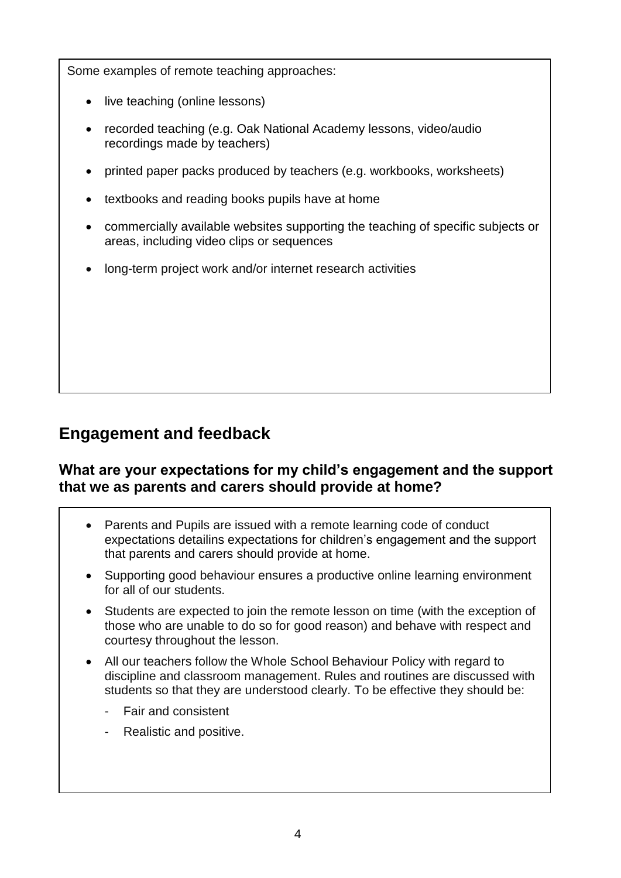Some examples of remote teaching approaches:

- live teaching (online lessons)
- recorded teaching (e.g. Oak National Academy lessons, video/audio recordings made by teachers)
- printed paper packs produced by teachers (e.g. workbooks, worksheets)
- textbooks and reading books pupils have at home
- commercially available websites supporting the teaching of specific subjects or areas, including video clips or sequences
- long-term project work and/or internet research activities

## Engagement and feedback

### What are your expectations for my child's engagement and the support that we as parents and carers should provide at home?

- Parents and Pupils are issued with a remote learning code of conduct expectations detailins expectations for children's engagement and the support that parents and carers should provide at home.
- Supporting good behaviour ensures a productive online learning environment for all of our students.
- Students are expected to join the remote lesson on time (with the exception of those who are unable to do so for good reason) and behave with respect and courtesy throughout the lesson.
- All our teachers follow the Whole School Behaviour Policy with regard to discipline and classroom management. Rules and routines are discussed with students so that they are understood clearly. To be effective they should be:
    - Fair and consistent
    - Realistic and positive.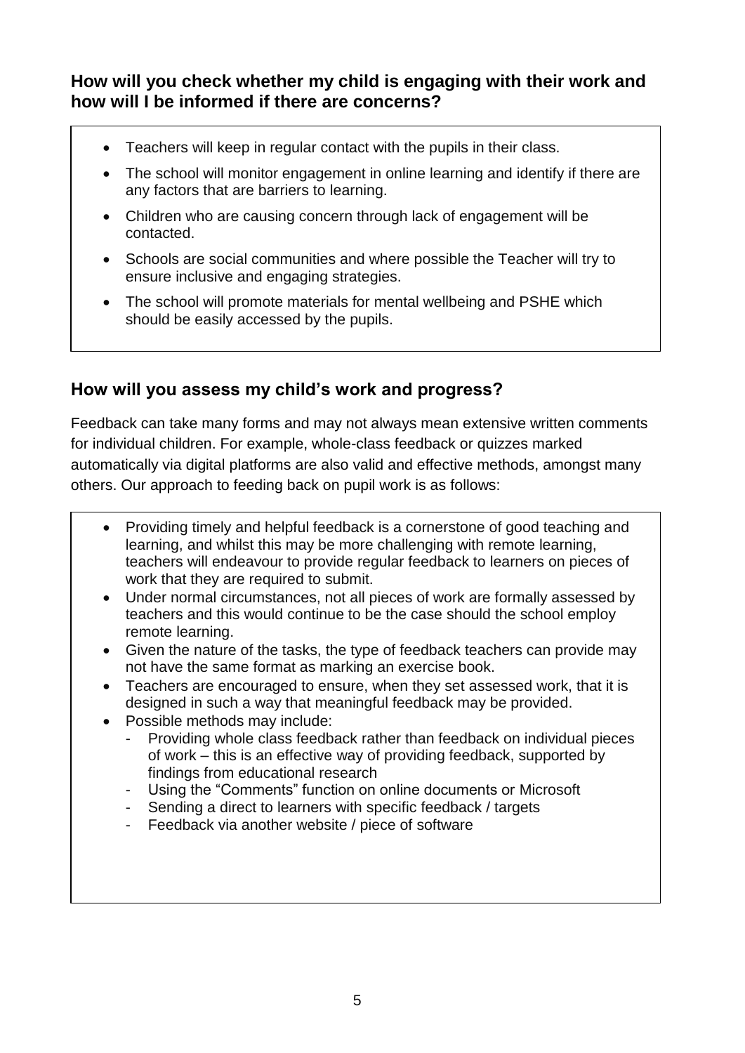## How will you check whether my child is engaging with their work and how will I be informed if there are concerns?

- Teachers will keep in regular contact with the pupils in their class.
- The school will monitor engagement in online learning and identify if there are any factors that are barriers to learning.
- Children who are causing concern through lack of engagement will be contacted.
- Schools are social communities and where possible the Teacher will try to ensure inclusive and engaging strategies.
- The school will promote materials for mental wellbeing and PSHE which should be easily accessed by the pupils.

## How will you assess my child's work and progress?

Feedback can take many forms and may not always mean extensive written comments for individual children. For example, whole-class feedback or quizzes marked automatically via digital platforms are also valid and effective methods, amongst many others. Our approach to feeding back on pupil work is as follows:

- Providing timely and helpful feedback is a cornerstone of good teaching and learning, and whilst this may be more challenging with remote learning, teachers will endeavour to provide regular feedback to learners on pieces of work that they are required to submit.
- Under normal circumstances, not all pieces of work are formally assessed by teachers and this would continue to be the case should the school employ remote learning.
- Given the nature of the tasks, the type of feedback teachers can provide may not have the same format as marking an exercise book.
- Teachers are encouraged to ensure, when they set assessed work, that it is designed in such a way that meaningful feedback may be provided.
- Possible methods may include:
  - Providing whole class feedback rather than feedback on individual pieces of work – this is an effective way of providing feedback, supported by findings from educational research
  - Using the "Comments" function on online documents or Microsoft
  - Sending a direct to learners with specific feedback / targets
  - Feedback via another website / piece of software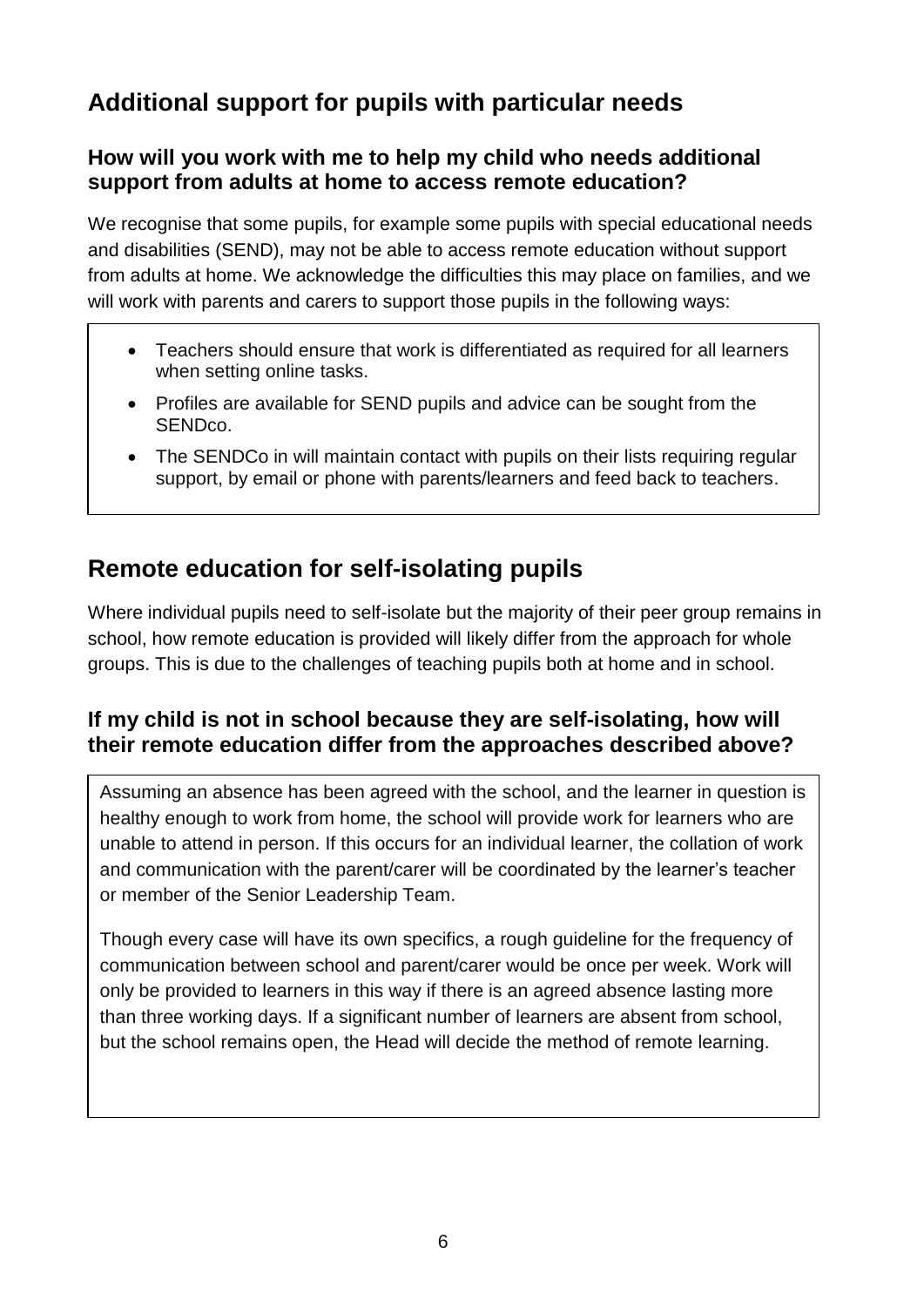## Additional support for pupils with particular needs

### How will you work with me to help my child who needs additional support from adults at home to access remote education?

We recognise that some pupils, for example some pupils with special educational needs and disabilities (SEND), may not be able to access remote education without support from adults at home. We acknowledge the difficulties this may place on families, and we will work with parents and carers to support those pupils in the following ways:

- Teachers should ensure that work is differentiated as required for all learners when setting online tasks.
- Profiles are available for SEND pupils and advice can be sought from the SENDco.
- The SENDCo in will maintain contact with pupils on their lists requiring regular support, by email or phone with parents/learners and feed back to teachers.

## Remote education for self-isolating pupils

Where individual pupils need to self-isolate but the majority of their peer group remains in school, how remote education is provided will likely differ from the approach for whole groups. This is due to the challenges of teaching pupils both at home and in school.

### If my child is not in school because they are self-isolating, how will their remote education differ from the approaches described above?

Assuming an absence has been agreed with the school, and the learner in question is healthy enough to work from home, the school will provide work for learners who are unable to attend in person. If this occurs for an individual learner, the collation of work and communication with the parent/carer will be coordinated by the learner's teacher or member of the Senior Leadership Team.

Though every case will have its own specifics, a rough guideline for the frequency of communication between school and parent/carer would be once per week. Work will only be provided to learners in this way if there is an agreed absence lasting more than three working days. If a significant number of learners are absent from school, but the school remains open, the Head will decide the method of remote learning.